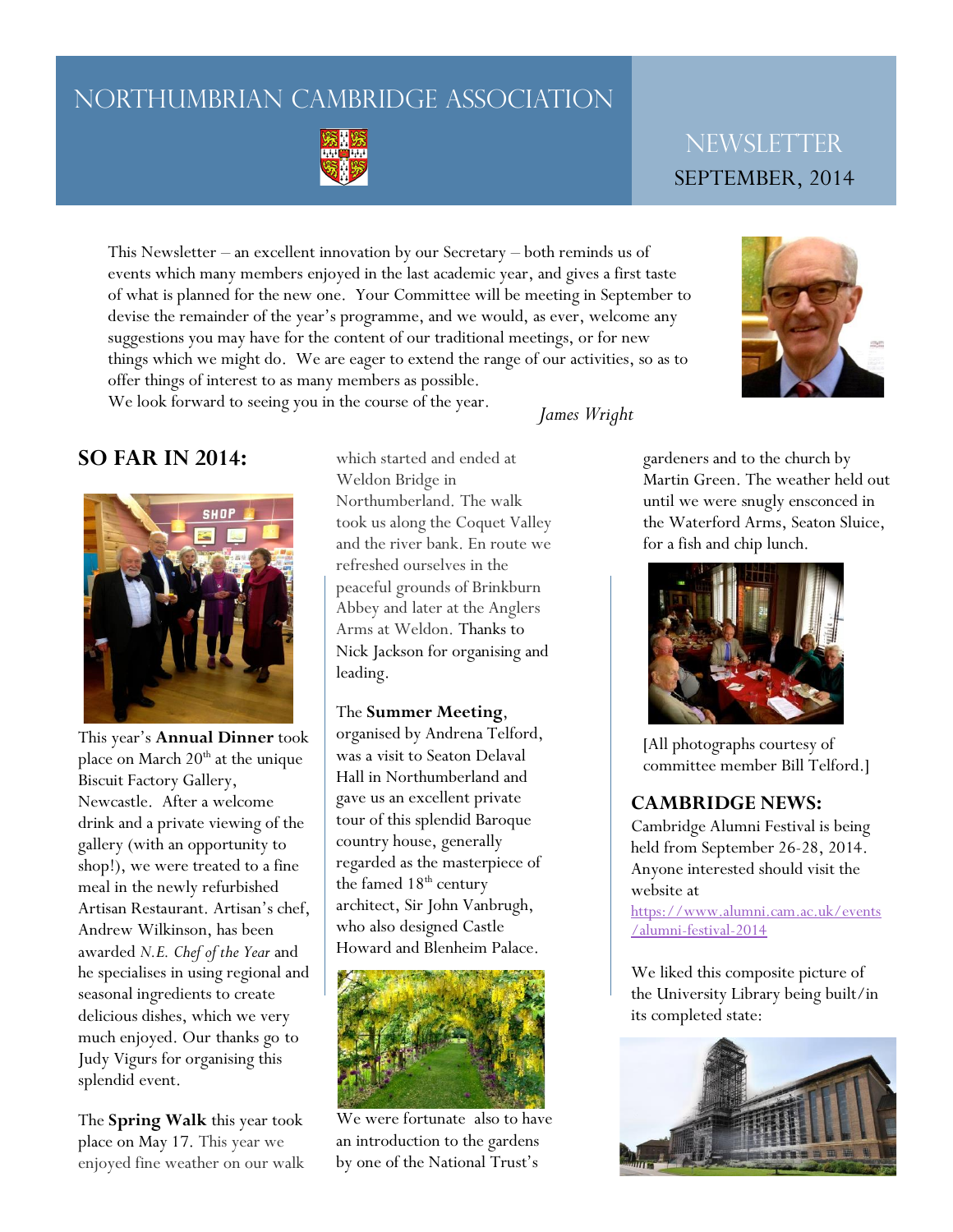# NORTHUMBRIAN CAMBRIDGE ASSOCIATION

## NEWSLETTER
SEPTEMBER, 2014

This Newsletter – an excellent innovation by our Secretary – both reminds us of events which many members enjoyed in the last academic year, and gives a first taste of what is planned for the new one. Your Committee will be meeting in September to devise the remainder of the year's programme, and we would, as ever, welcome any suggestions you may have for the content of our traditional meetings, or for new things which we might do. We are eager to extend the range of our activities, so as to offer things of interest to as many members as possible.
We look forward to seeing you in the course of the year.

*James Wright*

## SO FAR IN 2014:

This year's **Annual Dinner** took place on March 20th at the unique Biscuit Factory Gallery, Newcastle. After a welcome drink and a private viewing of the gallery (with an opportunity to shop!), we were treated to a fine meal in the newly refurbished Artisan Restaurant. Artisan's chef, Andrew Wilkinson, has been awarded *N.E. Chef of the Year* and he specialises in using regional and seasonal ingredients to create delicious dishes, which we very much enjoyed. Our thanks go to Judy Vigurs for organising this splendid event.

The **Spring Walk** this year took place on May 17. This year we enjoyed fine weather on our walk which started and ended at Weldon Bridge in Northumberland. The walk took us along the Coquet Valley and the river bank. En route we refreshed ourselves in the peaceful grounds of Brinkburn Abbey and later at the Anglers Arms at Weldon. Thanks to Nick Jackson for organising and leading.

The **Summer Meeting**, organised by Andrena Telford, was a visit to Seaton Delaval Hall in Northumberland and gave us an excellent private tour of this splendid Baroque country house, generally regarded as the masterpiece of the famed 18th century architect, Sir John Vanbrugh, who also designed Castle Howard and Blenheim Palace.

We were fortunate also to have an introduction to the gardens by one of the National Trust's gardeners and to the church by Martin Green. The weather held out until we were snugly ensconced in the Waterford Arms, Seaton Sluice, for a fish and chip lunch.

[All photographs courtesy of committee member Bill Telford.]

## CAMBRIDGE NEWS:

Cambridge Alumni Festival is being held from September 26-28, 2014. Anyone interested should visit the website at https://www.alumni.cam.ac.uk/events/alumni-festival-2014

We liked this composite picture of the University Library being built/in its completed state: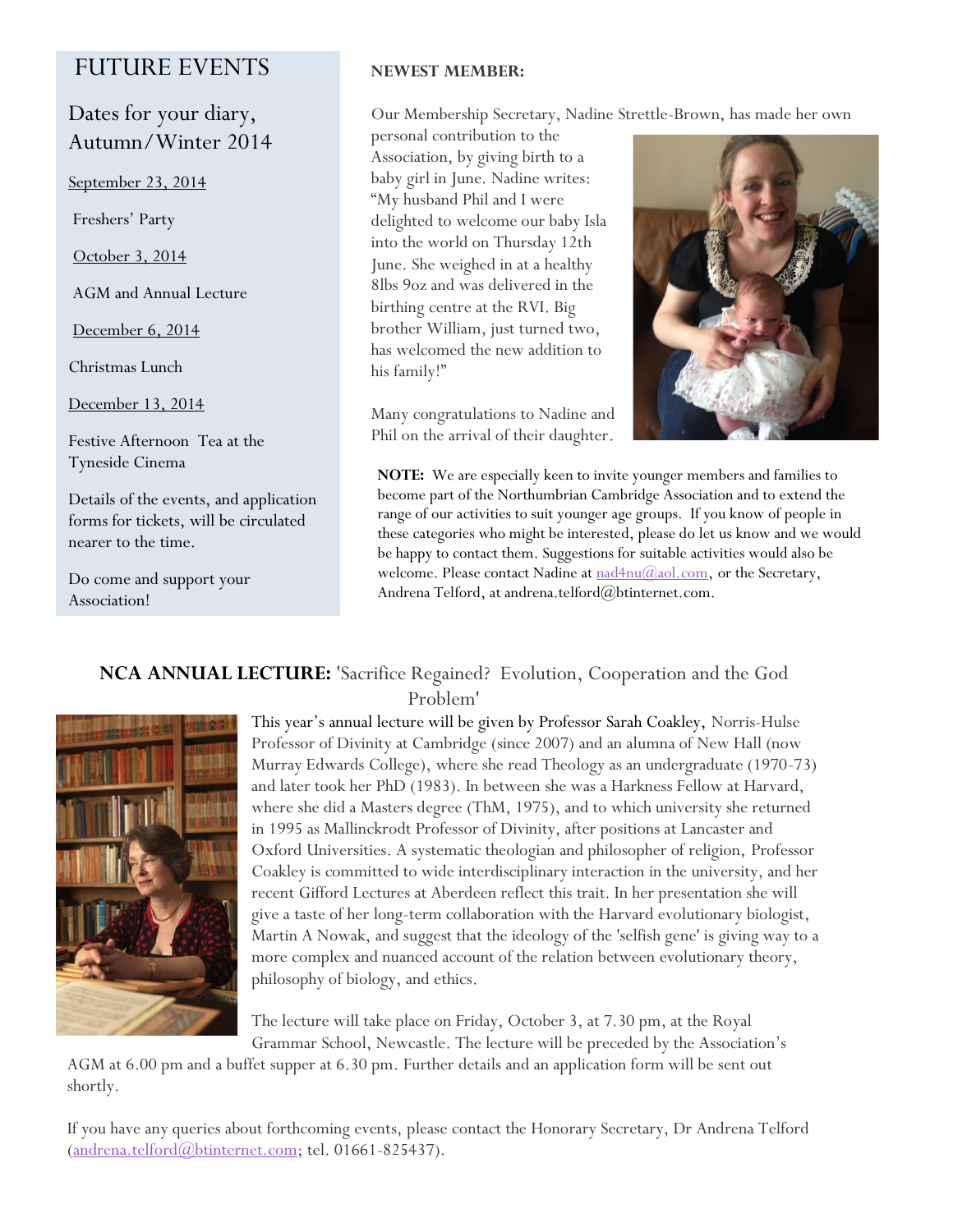## FUTURE EVENTS

### Dates for your diary, Autumn/Winter 2014

September 23, 2014

Freshers' Party

October 3, 2014

AGM and Annual Lecture

December 6, 2014

Christmas Lunch

December 13, 2014

Festive Afternoon Tea at the Tyneside Cinema

Details of the events, and application forms for tickets, will be circulated nearer to the time.

Do come and support your Association!

**NEWEST MEMBER:**

Our Membership Secretary, Nadine Strettle-Brown, has made her own personal contribution to the Association, by giving birth to a baby girl in June. Nadine writes: "My husband Phil and I were delighted to welcome our baby Isla into the world on Thursday 12th June. She weighed in at a healthy 8lbs 9oz and was delivered in the birthing centre at the RVI. Big brother William, just turned two, has welcomed the new addition to his family!"

Many congratulations to Nadine and Phil on the arrival of their daughter.

**NOTE:** We are especially keen to invite younger members and families to become part of the Northumbrian Cambridge Association and to extend the range of our activities to suit younger age groups. If you know of people in these categories who might be interested, please do let us know and we would be happy to contact them. Suggestions for suitable activities would also be welcome. Please contact Nadine at nad4nu@aol.com, or the Secretary, Andrena Telford, at andrena.telford@btinternet.com.

**NCA ANNUAL LECTURE:** 'Sacrifice Regained? Evolution, Cooperation and the God Problem'

This year's annual lecture will be given by Professor Sarah Coakley, Norris-Hulse Professor of Divinity at Cambridge (since 2007) and an alumna of New Hall (now Murray Edwards College), where she read Theology as an undergraduate (1970-73) and later took her PhD (1983). In between she was a Harkness Fellow at Harvard, where she did a Masters degree (ThM, 1975), and to which university she returned in 1995 as Mallinckrodt Professor of Divinity, after positions at Lancaster and Oxford Universities. A systematic theologian and philosopher of religion, Professor Coakley is committed to wide interdisciplinary interaction in the university, and her recent Gifford Lectures at Aberdeen reflect this trait. In her presentation she will give a taste of her long-term collaboration with the Harvard evolutionary biologist, Martin A Nowak, and suggest that the ideology of the 'selfish gene' is giving way to a more complex and nuanced account of the relation between evolutionary theory, philosophy of biology, and ethics.

The lecture will take place on Friday, October 3, at 7.30 pm, at the Royal Grammar School, Newcastle. The lecture will be preceded by the Association's AGM at 6.00 pm and a buffet supper at 6.30 pm. Further details and an application form will be sent out shortly.

If you have any queries about forthcoming events, please contact the Honorary Secretary, Dr Andrena Telford (andrena.telford@btinternet.com; tel. 01661-825437).